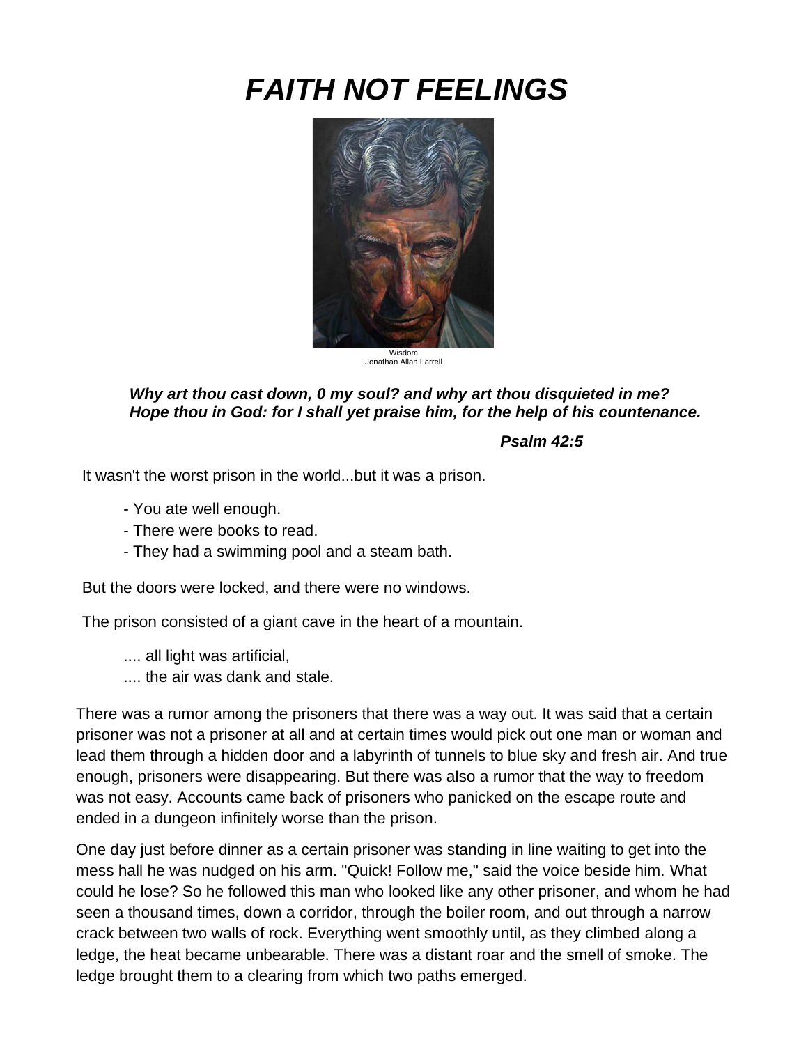# *FAITH NOT FEELINGS*

Wisdom
Jonathan Allan Farrell

***Why art thou cast down, 0 my soul? and why art thou disquieted in me?***
***Hope thou in God: for I shall yet praise him, for the help of his countenance.***

***Psalm 42:5***

It wasn't the worst prison in the world...but it was a prison.

- You ate well enough.
- There were books to read.
- They had a swimming pool and a steam bath.

But the doors were locked, and there were no windows.

The prison consisted of a giant cave in the heart of a mountain.

.... all light was artificial,
.... the air was dank and stale.

There was a rumor among the prisoners that there was a way out. It was said that a certain prisoner was not a prisoner at all and at certain times would pick out one man or woman and lead them through a hidden door and a labyrinth of tunnels to blue sky and fresh air. And true enough, prisoners were disappearing. But there was also a rumor that the way to freedom was not easy. Accounts came back of prisoners who panicked on the escape route and ended in a dungeon infinitely worse than the prison.

One day just before dinner as a certain prisoner was standing in line waiting to get into the mess hall he was nudged on his arm. "Quick! Follow me," said the voice beside him. What could he lose? So he followed this man who looked like any other prisoner, and whom he had seen a thousand times, down a corridor, through the boiler room, and out through a narrow crack between two walls of rock. Everything went smoothly until, as they climbed along a ledge, the heat became unbearable. There was a distant roar and the smell of smoke. The ledge brought them to a clearing from which two paths emerged.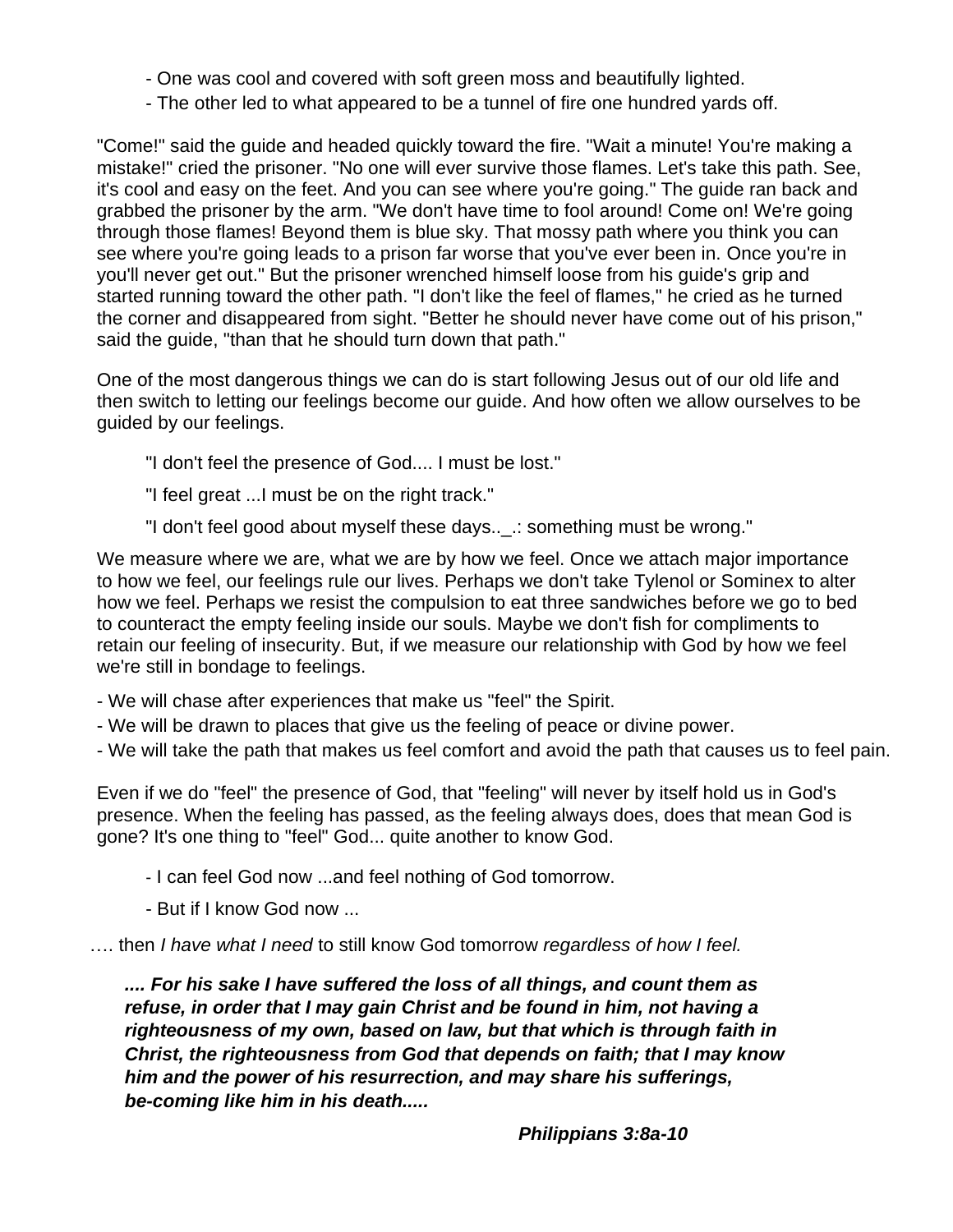- One was cool and covered with soft green moss and beautifully lighted.
- The other led to what appeared to be a tunnel of fire one hundred yards off.

"Come!" said the guide and headed quickly toward the fire. "Wait a minute! You're making a mistake!" cried the prisoner. "No one will ever survive those flames. Let's take this path. See, it's cool and easy on the feet. And you can see where you're going." The guide ran back and grabbed the prisoner by the arm. "We don't have time to fool around! Come on! We're going through those flames! Beyond them is blue sky. That mossy path where you think you can see where you're going leads to a prison far worse that you've ever been in. Once you're in you'll never get out." But the prisoner wrenched himself loose from his guide's grip and started running toward the other path. "I don't like the feel of flames," he cried as he turned the corner and disappeared from sight. "Better he should never have come out of his prison," said the guide, "than that he should turn down that path."

One of the most dangerous things we can do is start following Jesus out of our old life and then switch to letting our feelings become our guide. And how often we allow ourselves to be guided by our feelings.

"I don't feel the presence of God.... I must be lost."

"I feel great ...I must be on the right track."

"I don't feel good about myself these days.._.: something must be wrong."

We measure where we are, what we are by how we feel. Once we attach major importance to how we feel, our feelings rule our lives. Perhaps we don't take Tylenol or Sominex to alter how we feel. Perhaps we resist the compulsion to eat three sandwiches before we go to bed to counteract the empty feeling inside our souls. Maybe we don't fish for compliments to retain our feeling of insecurity. But, if we measure our relationship with God by how we feel we're still in bondage to feelings.

- We will chase after experiences that make us "feel" the Spirit.
- We will be drawn to places that give us the feeling of peace or divine power.
- We will take the path that makes us feel comfort and avoid the path that causes us to feel pain.

Even if we do "feel" the presence of God, that "feeling" will never by itself hold us in God's presence. When the feeling has passed, as the feeling always does, does that mean God is gone? It's one thing to "feel" God... quite another to know God.

- I can feel God now ...and feel nothing of God tomorrow.
- But if I know God now ...

…. then *I have what I need* to still know God tomorrow *regardless of how I feel.*

***.... For his sake I have suffered the loss of all things, and count them as refuse, in order that I may gain Christ and be found in him, not having a righteousness of my own, based on law, but that which is through faith in Christ, the righteousness from God that depends on faith; that I may know him and the power of his resurrection, and may share his sufferings, be-coming like him in his death.....***

***Philippians 3:8a-10***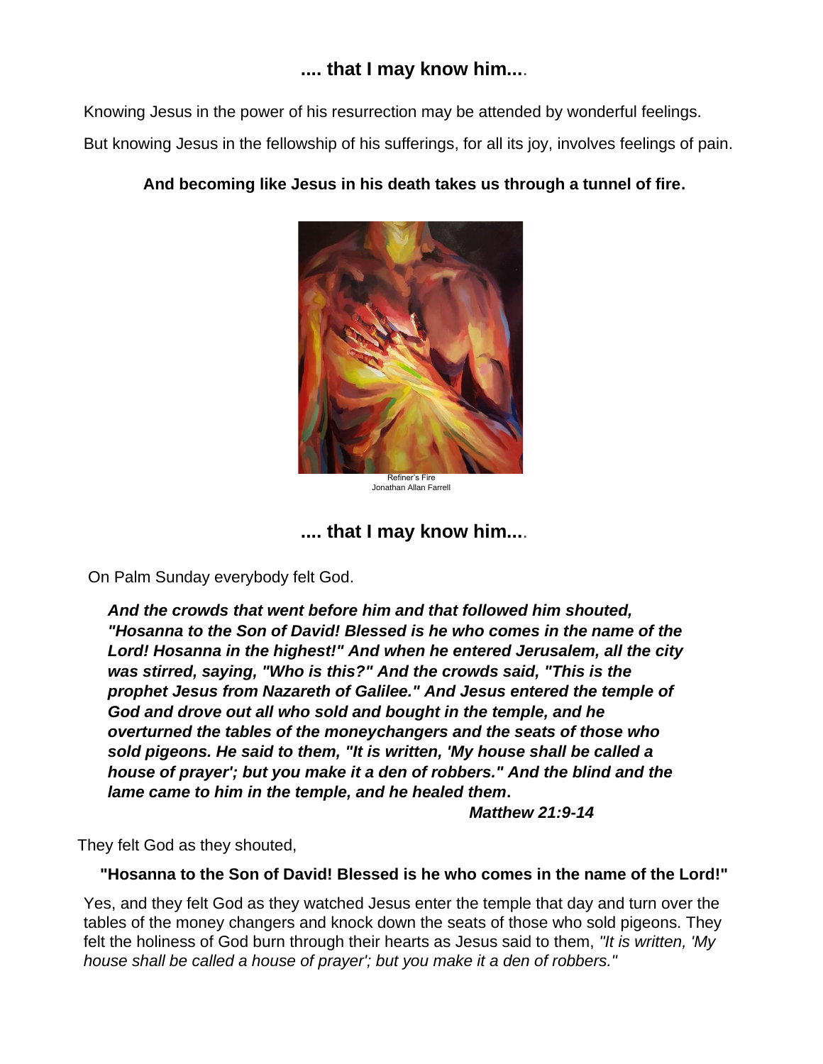## .... that I may know him....

Knowing Jesus in the power of his resurrection may be attended by wonderful feelings.

But knowing Jesus in the fellowship of his sufferings, for all its joy, involves feelings of pain.

**And becoming like Jesus in his death takes us through a tunnel of fire.**

Refiner's Fire
Jonathan Allan Farrell

## .... that I may know him....

On Palm Sunday everybody felt God.

> ***And the crowds that went before him and that followed him shouted, "Hosanna to the Son of David! Blessed is he who comes in the name of the Lord! Hosanna in the highest!" And when he entered Jerusalem, all the city was stirred, saying, "Who is this?" And the crowds said, "This is the prophet Jesus from Nazareth of Galilee." And Jesus entered the temple of God and drove out all who sold and bought in the temple, and he overturned the tables of the moneychangers and the seats of those who sold pigeons. He said to them, "It is written, 'My house shall be called a house of prayer'; but you make it a den of robbers." And the blind and the lame came to him in the temple, and he healed them.***
>
> ***Matthew 21:9-14***

They felt God as they shouted,

**"Hosanna to the Son of David! Blessed is he who comes in the name of the Lord!"**

Yes, and they felt God as they watched Jesus enter the temple that day and turn over the tables of the money changers and knock down the seats of those who sold pigeons. They felt the holiness of God burn through their hearts as Jesus said to them, *"It is written, 'My house shall be called a house of prayer'; but you make it a den of robbers."*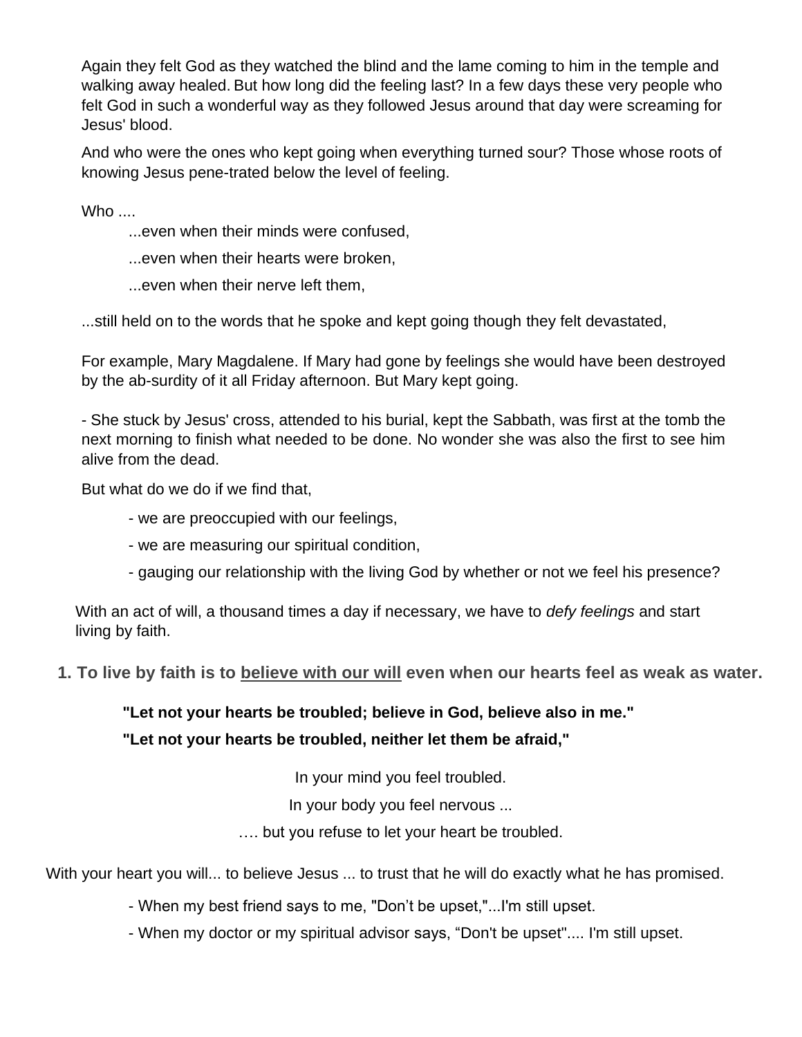Again they felt God as they watched the blind and the lame coming to him in the temple and walking away healed. But how long did the feeling last? In a few days these very people who felt God in such a wonderful way as they followed Jesus around that day were screaming for Jesus' blood.

And who were the ones who kept going when everything turned sour? Those whose roots of knowing Jesus pene-trated below the level of feeling.

Who ....

...even when their minds were confused,

...even when their hearts were broken,

...even when their nerve left them,

...still held on to the words that he spoke and kept going though they felt devastated,

For example, Mary Magdalene. If Mary had gone by feelings she would have been destroyed by the ab-surdity of it all Friday afternoon. But Mary kept going.

- She stuck by Jesus' cross, attended to his burial, kept the Sabbath, was first at the tomb the next morning to finish what needed to be done. No wonder she was also the first to see him alive from the dead.

But what do we do if we find that,

- we are preoccupied with our feelings,
- we are measuring our spiritual condition,
- gauging our relationship with the living God by whether or not we feel his presence?

With an act of will, a thousand times a day if necessary, we have to *defy feelings* and start living by faith.

**1. To live by faith is to <u>believe with our will</u> even when our hearts feel as weak as water.**

**"Let not your hearts be troubled; believe in God, believe also in me."**

**"Let not your hearts be troubled, neither let them be afraid,"**

In your mind you feel troubled.

In your body you feel nervous ...

…. but you refuse to let your heart be troubled.

With your heart you will... to believe Jesus ... to trust that he will do exactly what he has promised.

- When my best friend says to me, "Don't be upset,"...I'm still upset.
- When my doctor or my spiritual advisor says, "Don't be upset".... I'm still upset.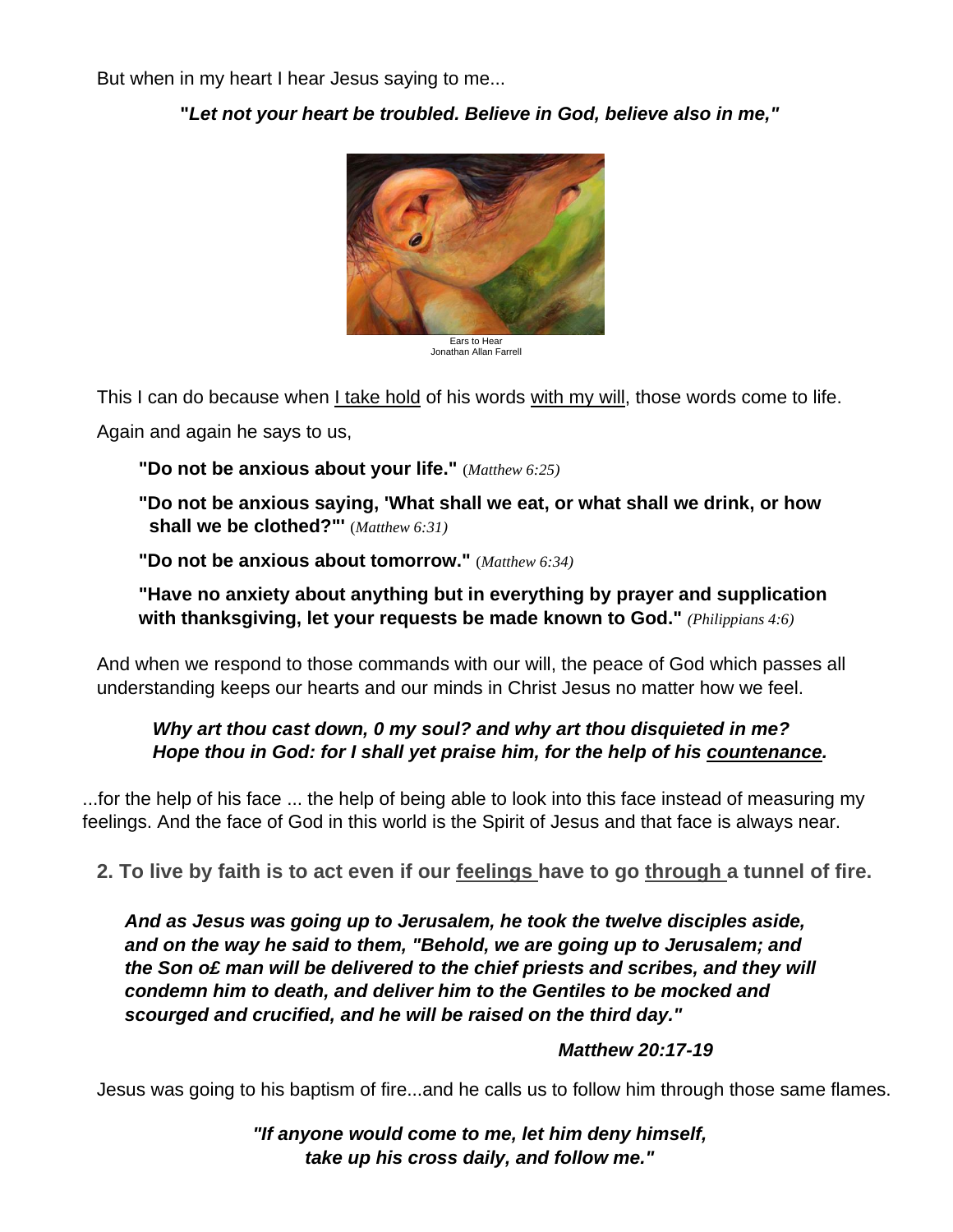But when in my heart I hear Jesus saying to me...

***"Let not your heart be troubled. Believe in God, believe also in me,"***

Ears to Hear
Jonathan Allan Farrell

This I can do because when <u>I take hold</u> of his words <u>with my will</u>, those words come to life.

Again and again he says to us,

> **"Do not be anxious about your life."** (*Matthew 6:25*)
>
> **"Do not be anxious saying, 'What shall we eat, or what shall we drink, or how shall we be clothed?"'** (*Matthew 6:31*)
>
> **"Do not be anxious about tomorrow."** (*Matthew 6:34*)
>
> **"Have no anxiety about anything but in everything by prayer and supplication with thanksgiving, let your requests be made known to God."** *(Philippians 4:6)*

And when we respond to those commands with our will, the peace of God which passes all understanding keeps our hearts and our minds in Christ Jesus no matter how we feel.

> ***Why art thou cast down, 0 my soul? and why art thou disquieted in me?***
> ***Hope thou in God: for I shall yet praise him, for the help of his <u>countenance</u>.***

...for the help of his face ... the help of being able to look into this face instead of measuring my feelings. And the face of God in this world is the Spirit of Jesus and that face is always near.

## 2. To live by faith is to act even if our <u>feelings</u> have to go <u>through</u> a tunnel of fire.

> ***And as Jesus was going up to Jerusalem, he took the twelve disciples aside, and on the way he said to them, "Behold, we are going up to Jerusalem; and the Son o£ man will be delivered to the chief priests and scribes, and they will condemn him to death, and deliver him to the Gentiles to be mocked and scourged and crucified, and he will be raised on the third day."***
>
> ***Matthew 20:17-19***

Jesus was going to his baptism of fire...and he calls us to follow him through those same flames.

***"If anyone would come to me, let him deny himself, take up his cross daily, and follow me."***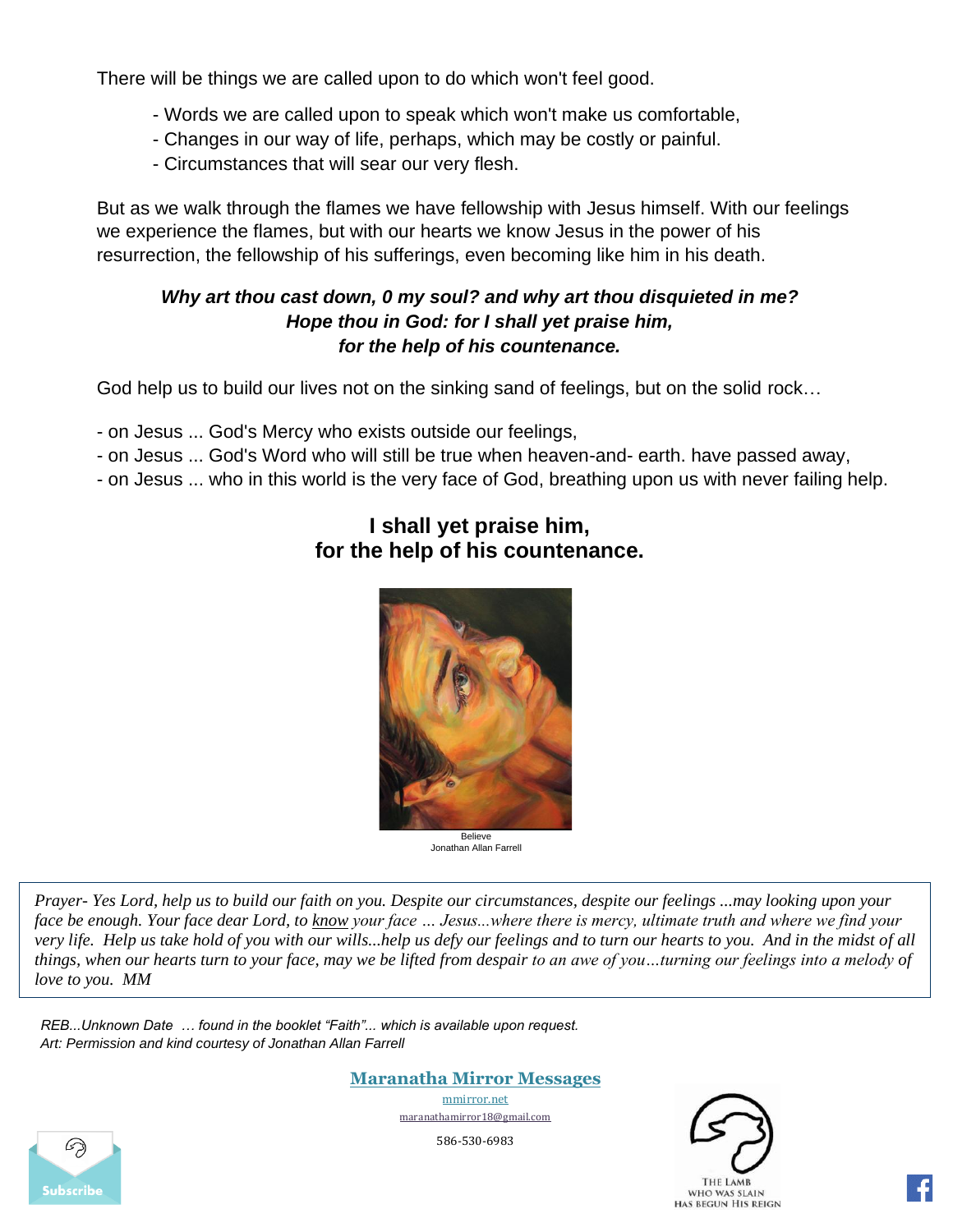There will be things we are called upon to do which won't feel good.

- Words we are called upon to speak which won't make us comfortable,
- Changes in our way of life, perhaps, which may be costly or painful.
- Circumstances that will sear our very flesh.

But as we walk through the flames we have fellowship with Jesus himself. With our feelings we experience the flames, but with our hearts we know Jesus in the power of his resurrection, the fellowship of his sufferings, even becoming like him in his death.

***Why art thou cast down, 0 my soul? and why art thou disquieted in me?***
***Hope thou in God: for I shall yet praise him,***
***for the help of his countenance.***

God help us to build our lives not on the sinking sand of feelings, but on the solid rock…

- on Jesus ... God's Mercy who exists outside our feelings,
- on Jesus ... God's Word who will still be true when heaven-and- earth. have passed away,
- on Jesus ... who in this world is the very face of God, breathing upon us with never failing help.

**I shall yet praise him,**
**for the help of his countenance.**

Believe
Jonathan Allan Farrell

*Prayer- Yes Lord, help us to build our faith on you. Despite our circumstances, despite our feelings ...may looking upon your face be enough. Your face dear Lord, to know your face … Jesus...where there is mercy, ultimate truth and where we find your very life. Help us take hold of you with our wills...help us defy our feelings and to turn our hearts to you. And in the midst of all things, when our hearts turn to your face, may we be lifted from despair to an awe of you…turning our feelings into a melody of love to you. MM*

*REB...Unknown Date … found in the booklet "Faith"... which is available upon request.*
*Art: Permission and kind courtesy of Jonathan Allan Farrell*

**Maranatha Mirror Messages**
mmirror.net
maranathamirror18@gmail.com
586-530-6983

Subscribe

THE LAMB
WHO WAS SLAIN
HAS BEGUN HIS REIGN